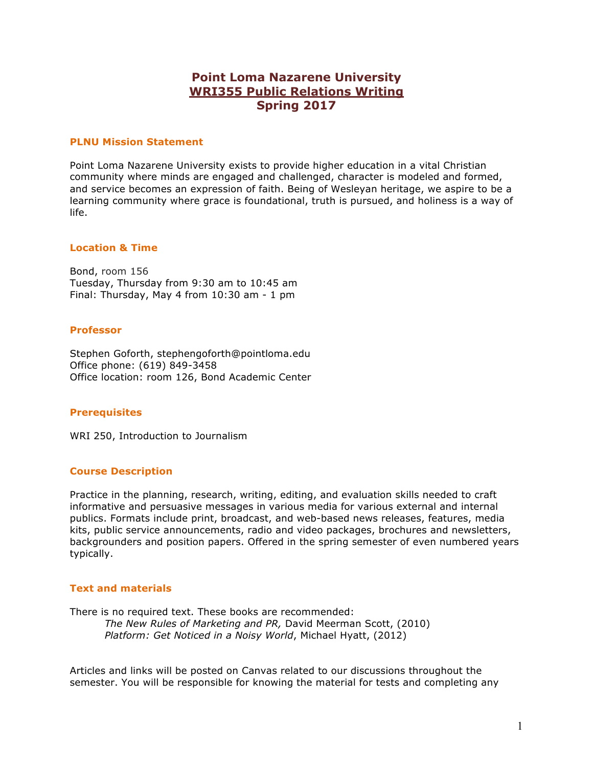# Point Loma Nazarene University
# WRI355 Public Relations Writing
# Spring 2017

## PLNU Mission Statement

Point Loma Nazarene University exists to provide higher education in a vital Christian community where minds are engaged and challenged, character is modeled and formed, and service becomes an expression of faith. Being of Wesleyan heritage, we aspire to be a learning community where grace is foundational, truth is pursued, and holiness is a way of life.

## Location & Time

Bond, room 156
Tuesday, Thursday from 9:30 am to 10:45 am
Final: Thursday, May 4 from 10:30 am - 1 pm

## Professor

Stephen Goforth, stephengoforth@pointloma.edu
Office phone: (619) 849-3458
Office location: room 126, Bond Academic Center

## Prerequisites

WRI 250, Introduction to Journalism

## Course Description

Practice in the planning, research, writing, editing, and evaluation skills needed to craft informative and persuasive messages in various media for various external and internal publics. Formats include print, broadcast, and web-based news releases, features, media kits, public service announcements, radio and video packages, brochures and newsletters, backgrounders and position papers. Offered in the spring semester of even numbered years typically.

## Text and materials

There is no required text. These books are recommended:

*The New Rules of Marketing and PR,* David Meerman Scott, (2010)
*Platform: Get Noticed in a Noisy World*, Michael Hyatt, (2012)

Articles and links will be posted on Canvas related to our discussions throughout the semester. You will be responsible for knowing the material for tests and completing any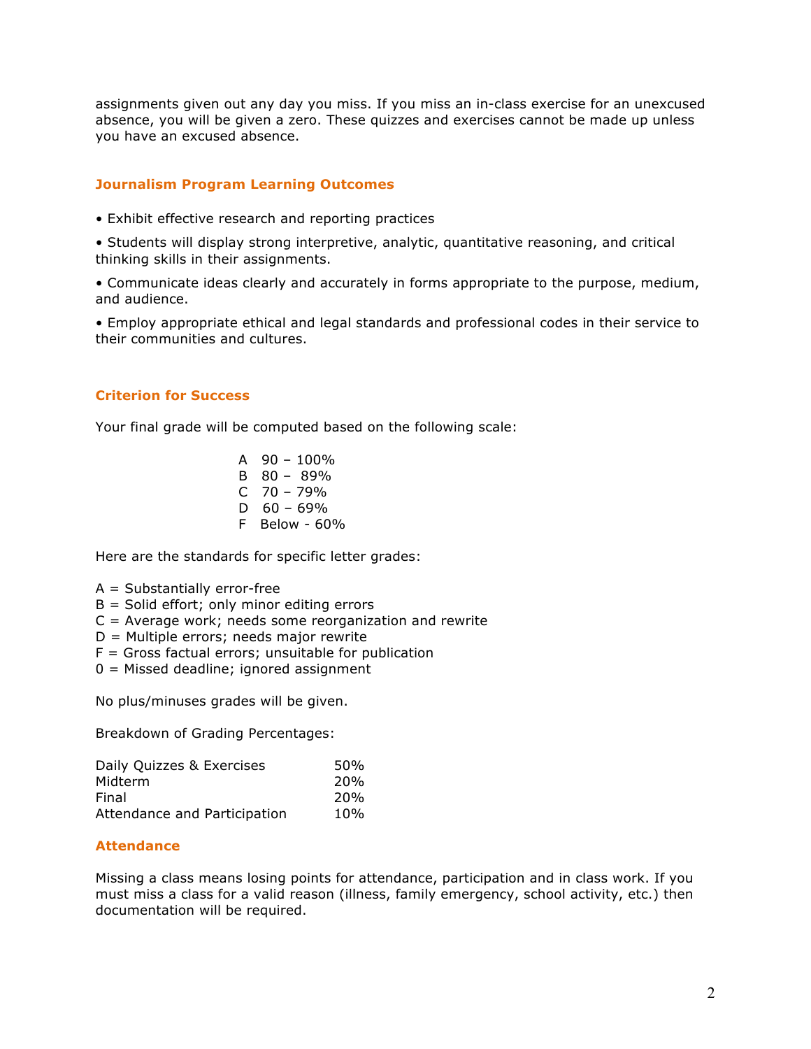assignments given out any day you miss. If you miss an in-class exercise for an unexcused absence, you will be given a zero. These quizzes and exercises cannot be made up unless you have an excused absence.

## Journalism Program Learning Outcomes

- Exhibit effective research and reporting practices
- Students will display strong interpretive, analytic, quantitative reasoning, and critical thinking skills in their assignments.
- Communicate ideas clearly and accurately in forms appropriate to the purpose, medium, and audience.
- Employ appropriate ethical and legal standards and professional codes in their service to their communities and cultures.

## Criterion for Success

Your final grade will be computed based on the following scale:

| Grade | Range |
|---|---|
| A | 90 – 100% |
| B | 80 – 89% |
| C | 70 – 79% |
| D | 60 – 69% |
| F | Below - 60% |

Here are the standards for specific letter grades:

A = Substantially error-free
B = Solid effort; only minor editing errors
C = Average work; needs some reorganization and rewrite
D = Multiple errors; needs major rewrite
F = Gross factual errors; unsuitable for publication
0 = Missed deadline; ignored assignment

No plus/minuses grades will be given.

Breakdown of Grading Percentages:

| Component | Percentage |
|---|---|
| Daily Quizzes & Exercises | 50% |
| Midterm | 20% |
| Final | 20% |
| Attendance and Participation | 10% |

## Attendance

Missing a class means losing points for attendance, participation and in class work. If you must miss a class for a valid reason (illness, family emergency, school activity, etc.) then documentation will be required.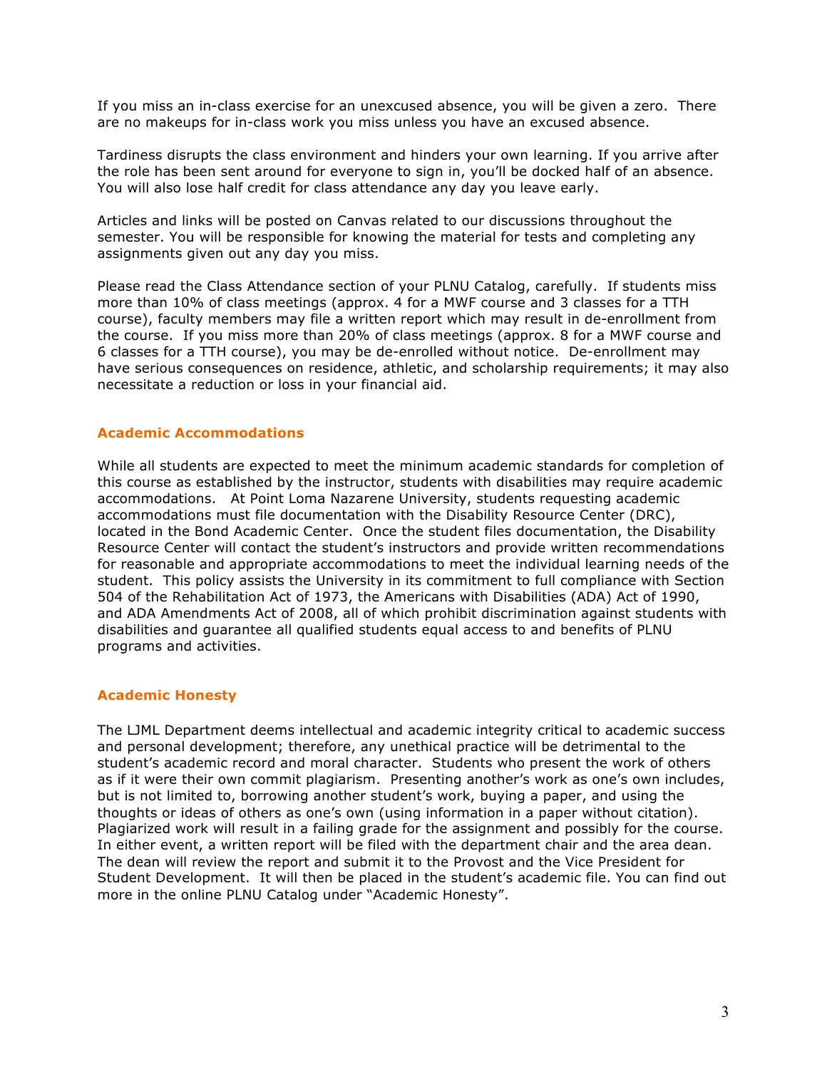If you miss an in-class exercise for an unexcused absence, you will be given a zero. There are no makeups for in-class work you miss unless you have an excused absence.

Tardiness disrupts the class environment and hinders your own learning. If you arrive after the role has been sent around for everyone to sign in, you'll be docked half of an absence. You will also lose half credit for class attendance any day you leave early.

Articles and links will be posted on Canvas related to our discussions throughout the semester. You will be responsible for knowing the material for tests and completing any assignments given out any day you miss.

Please read the Class Attendance section of your PLNU Catalog, carefully. If students miss more than 10% of class meetings (approx. 4 for a MWF course and 3 classes for a TTH course), faculty members may file a written report which may result in de-enrollment from the course. If you miss more than 20% of class meetings (approx. 8 for a MWF course and 6 classes for a TTH course), you may be de-enrolled without notice. De-enrollment may have serious consequences on residence, athletic, and scholarship requirements; it may also necessitate a reduction or loss in your financial aid.

## Academic Accommodations

While all students are expected to meet the minimum academic standards for completion of this course as established by the instructor, students with disabilities may require academic accommodations. At Point Loma Nazarene University, students requesting academic accommodations must file documentation with the Disability Resource Center (DRC), located in the Bond Academic Center. Once the student files documentation, the Disability Resource Center will contact the student's instructors and provide written recommendations for reasonable and appropriate accommodations to meet the individual learning needs of the student. This policy assists the University in its commitment to full compliance with Section 504 of the Rehabilitation Act of 1973, the Americans with Disabilities (ADA) Act of 1990, and ADA Amendments Act of 2008, all of which prohibit discrimination against students with disabilities and guarantee all qualified students equal access to and benefits of PLNU programs and activities.

## Academic Honesty

The LJML Department deems intellectual and academic integrity critical to academic success and personal development; therefore, any unethical practice will be detrimental to the student's academic record and moral character. Students who present the work of others as if it were their own commit plagiarism. Presenting another's work as one's own includes, but is not limited to, borrowing another student's work, buying a paper, and using the thoughts or ideas of others as one's own (using information in a paper without citation). Plagiarized work will result in a failing grade for the assignment and possibly for the course. In either event, a written report will be filed with the department chair and the area dean. The dean will review the report and submit it to the Provost and the Vice President for Student Development. It will then be placed in the student's academic file. You can find out more in the online PLNU Catalog under "Academic Honesty".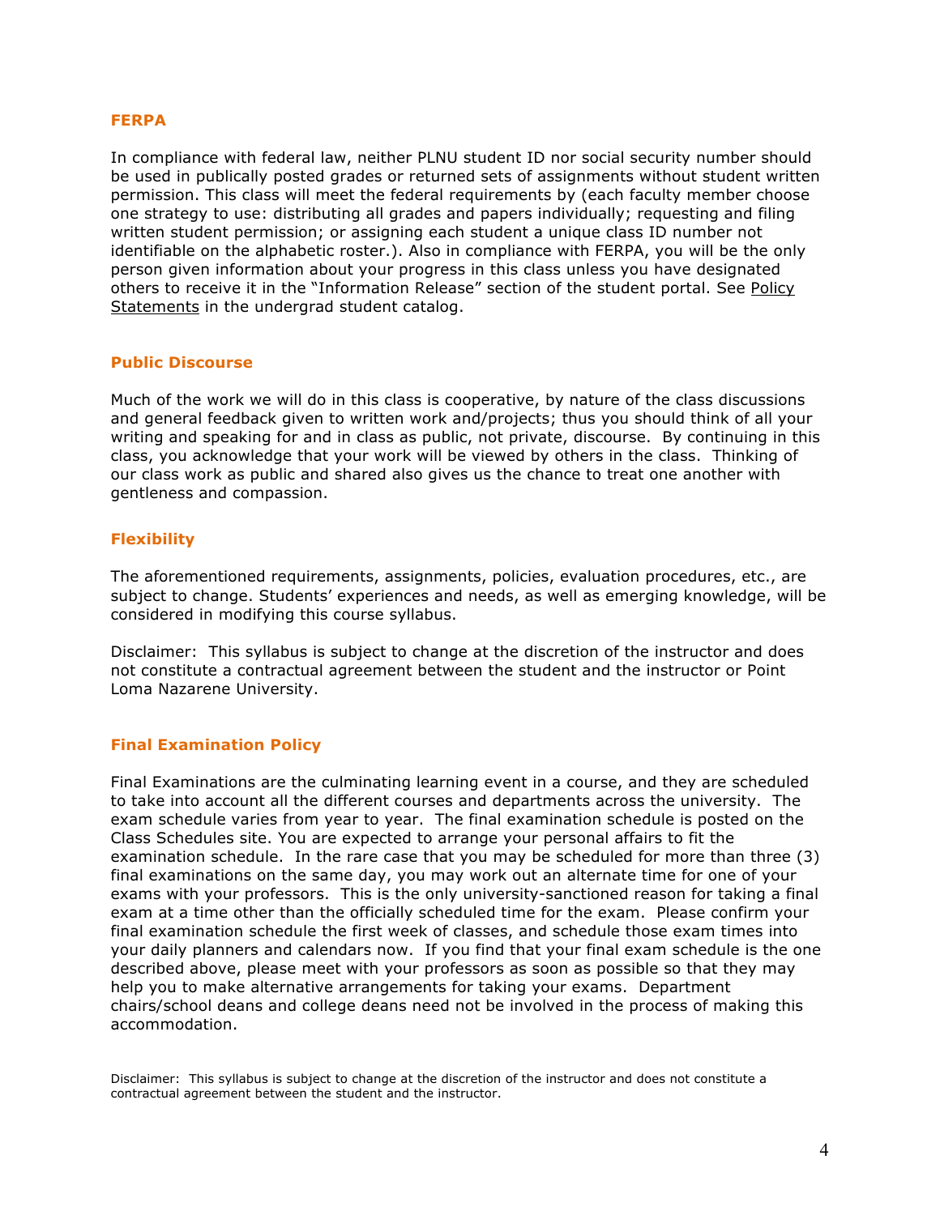### FERPA

In compliance with federal law, neither PLNU student ID nor social security number should be used in publically posted grades or returned sets of assignments without student written permission. This class will meet the federal requirements by (each faculty member choose one strategy to use: distributing all grades and papers individually; requesting and filing written student permission; or assigning each student a unique class ID number not identifiable on the alphabetic roster.). Also in compliance with FERPA, you will be the only person given information about your progress in this class unless you have designated others to receive it in the "Information Release" section of the student portal. See Policy Statements in the undergrad student catalog.

### Public Discourse

Much of the work we will do in this class is cooperative, by nature of the class discussions and general feedback given to written work and/projects; thus you should think of all your writing and speaking for and in class as public, not private, discourse. By continuing in this class, you acknowledge that your work will be viewed by others in the class. Thinking of our class work as public and shared also gives us the chance to treat one another with gentleness and compassion.

### Flexibility

The aforementioned requirements, assignments, policies, evaluation procedures, etc., are subject to change. Students' experiences and needs, as well as emerging knowledge, will be considered in modifying this course syllabus.

Disclaimer: This syllabus is subject to change at the discretion of the instructor and does not constitute a contractual agreement between the student and the instructor or Point Loma Nazarene University.

### Final Examination Policy

Final Examinations are the culminating learning event in a course, and they are scheduled to take into account all the different courses and departments across the university. The exam schedule varies from year to year. The final examination schedule is posted on the Class Schedules site. You are expected to arrange your personal affairs to fit the examination schedule. In the rare case that you may be scheduled for more than three (3) final examinations on the same day, you may work out an alternate time for one of your exams with your professors. This is the only university-sanctioned reason for taking a final exam at a time other than the officially scheduled time for the exam. Please confirm your final examination schedule the first week of classes, and schedule those exam times into your daily planners and calendars now. If you find that your final exam schedule is the one described above, please meet with your professors as soon as possible so that they may help you to make alternative arrangements for taking your exams. Department chairs/school deans and college deans need not be involved in the process of making this accommodation.

Disclaimer: This syllabus is subject to change at the discretion of the instructor and does not constitute a contractual agreement between the student and the instructor.